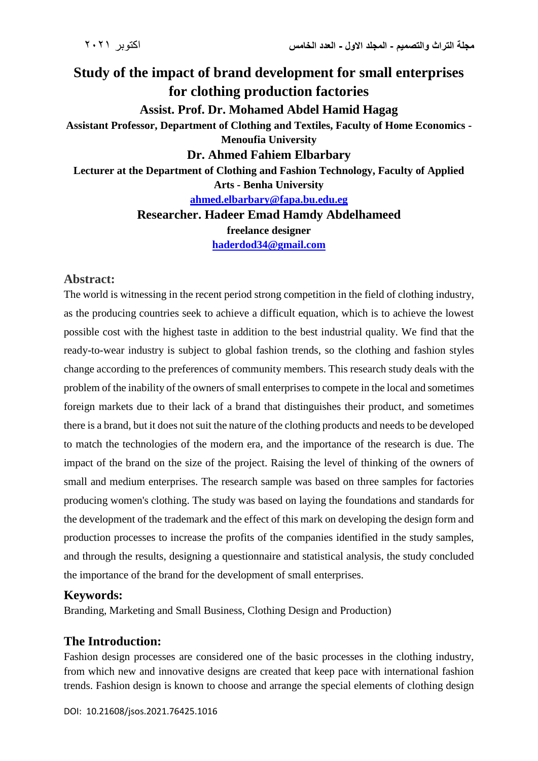# Study of the impact of brand development for small enterprises for clothing production factories

**Assist. Prof. Dr. Mohamed Abdel Hamid Hagag**

**Assistant Professor, Department of Clothing and Textiles, Faculty of Home Economics - Menoufia University**

**Dr. Ahmed Fahiem Elbarbary**

**Lecturer at the Department of Clothing and Fashion Technology, Faculty of Applied Arts - Benha University**

**ahmed.elbarbary@fapa.bu.edu.eg**

**Researcher. Hadeer Emad Hamdy Abdelhameed**

**freelance designer**

**haderdod34@gmail.com**

## Abstract:

The world is witnessing in the recent period strong competition in the field of clothing industry, as the producing countries seek to achieve a difficult equation, which is to achieve the lowest possible cost with the highest taste in addition to the best industrial quality. We find that the ready-to-wear industry is subject to global fashion trends, so the clothing and fashion styles change according to the preferences of community members. This research study deals with the problem of the inability of the owners of small enterprises to compete in the local and sometimes foreign markets due to their lack of a brand that distinguishes their product, and sometimes there is a brand, but it does not suit the nature of the clothing products and needs to be developed to match the technologies of the modern era, and the importance of the research is due. The impact of the brand on the size of the project. Raising the level of thinking of the owners of small and medium enterprises. The research sample was based on three samples for factories producing women's clothing. The study was based on laying the foundations and standards for the development of the trademark and the effect of this mark on developing the design form and production processes to increase the profits of the companies identified in the study samples, and through the results, designing a questionnaire and statistical analysis, the study concluded the importance of the brand for the development of small enterprises.

## Keywords:

Branding, Marketing and Small Business, Clothing Design and Production)

## The Introduction:

Fashion design processes are considered one of the basic processes in the clothing industry, from which new and innovative designs are created that keep pace with international fashion trends. Fashion design is known to choose and arrange the special elements of clothing design

DOI: 10.21608/jsos.2021.76425.1016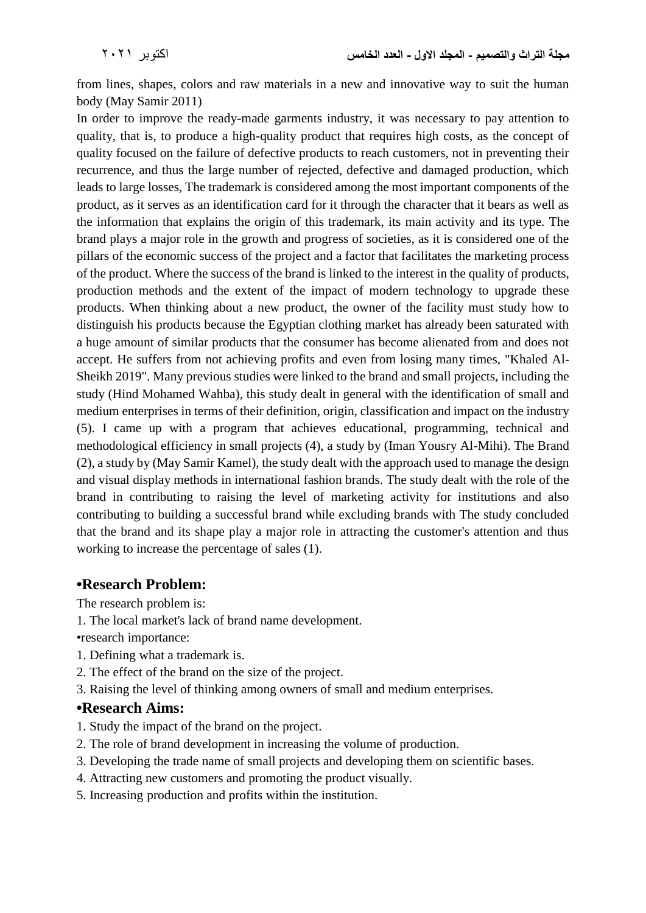from lines, shapes, colors and raw materials in a new and innovative way to suit the human body (May Samir 2011)

In order to improve the ready-made garments industry, it was necessary to pay attention to quality, that is, to produce a high-quality product that requires high costs, as the concept of quality focused on the failure of defective products to reach customers, not in preventing their recurrence, and thus the large number of rejected, defective and damaged production, which leads to large losses, The trademark is considered among the most important components of the product, as it serves as an identification card for it through the character that it bears as well as the information that explains the origin of this trademark, its main activity and its type. The brand plays a major role in the growth and progress of societies, as it is considered one of the pillars of the economic success of the project and a factor that facilitates the marketing process of the product. Where the success of the brand is linked to the interest in the quality of products, production methods and the extent of the impact of modern technology to upgrade these products. When thinking about a new product, the owner of the facility must study how to distinguish his products because the Egyptian clothing market has already been saturated with a huge amount of similar products that the consumer has become alienated from and does not accept. He suffers from not achieving profits and even from losing many times, "Khaled Al-Sheikh 2019". Many previous studies were linked to the brand and small projects, including the study (Hind Mohamed Wahba), this study dealt in general with the identification of small and medium enterprises in terms of their definition, origin, classification and impact on the industry (5). I came up with a program that achieves educational, programming, technical and methodological efficiency in small projects (4), a study by (Iman Yousry Al-Mihi). The Brand (2), a study by (May Samir Kamel), the study dealt with the approach used to manage the design and visual display methods in international fashion brands. The study dealt with the role of the brand in contributing to raising the level of marketing activity for institutions and also contributing to building a successful brand while excluding brands with The study concluded that the brand and its shape play a major role in attracting the customer's attention and thus working to increase the percentage of sales (1).

## •Research Problem:

The research problem is:

1. The local market's lack of brand name development.

•research importance:

1. Defining what a trademark is.
2. The effect of the brand on the size of the project.
3. Raising the level of thinking among owners of small and medium enterprises.

## •Research Aims:

1. Study the impact of the brand on the project.
2. The role of brand development in increasing the volume of production.
3. Developing the trade name of small projects and developing them on scientific bases.
4. Attracting new customers and promoting the product visually.
5. Increasing production and profits within the institution.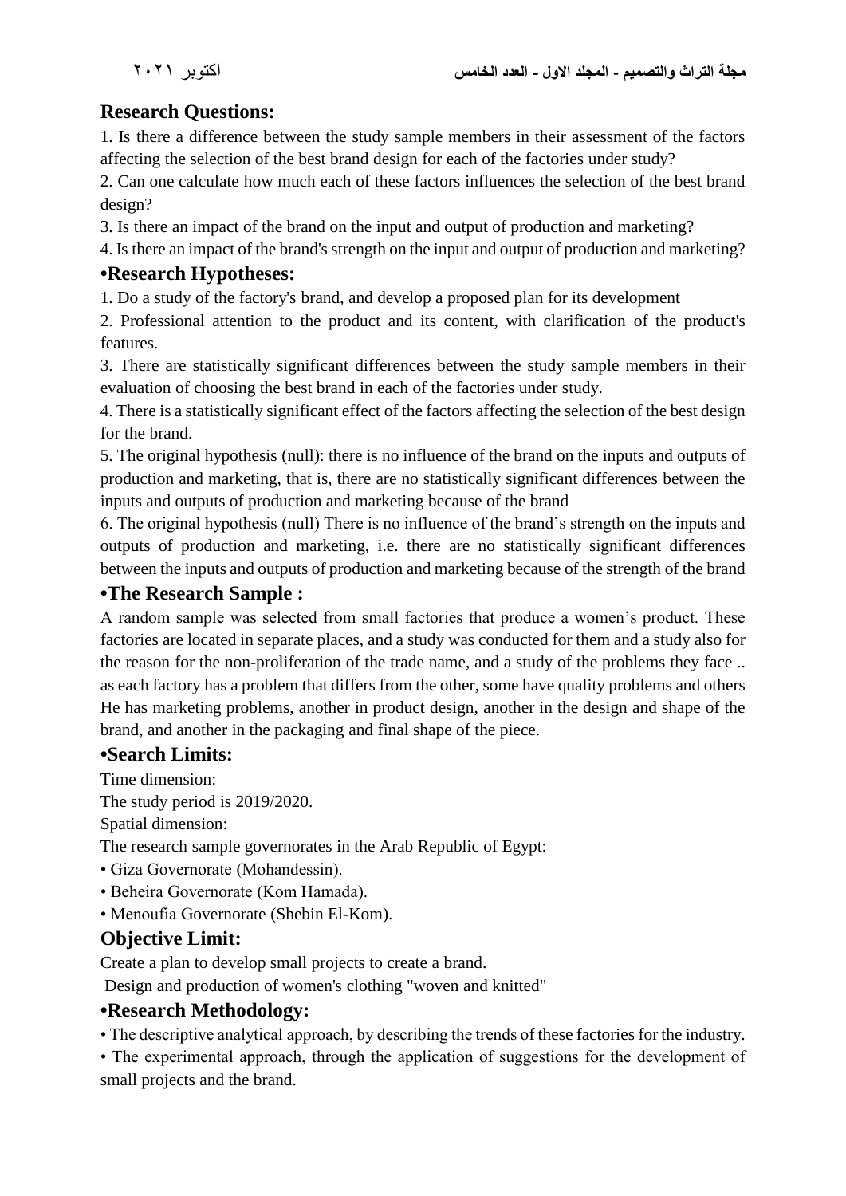## Research Questions:

1. Is there a difference between the study sample members in their assessment of the factors affecting the selection of the best brand design for each of the factories under study?
2. Can one calculate how much each of these factors influences the selection of the best brand design?
3. Is there an impact of the brand on the input and output of production and marketing?
4. Is there an impact of the brand's strength on the input and output of production and marketing?

## •Research Hypotheses:

1. Do a study of the factory's brand, and develop a proposed plan for its development
2. Professional attention to the product and its content, with clarification of the product's features.
3. There are statistically significant differences between the study sample members in their evaluation of choosing the best brand in each of the factories under study.
4. There is a statistically significant effect of the factors affecting the selection of the best design for the brand.
5. The original hypothesis (null): there is no influence of the brand on the inputs and outputs of production and marketing, that is, there are no statistically significant differences between the inputs and outputs of production and marketing because of the brand
6. The original hypothesis (null) There is no influence of the brand's strength on the inputs and outputs of production and marketing, i.e. there are no statistically significant differences between the inputs and outputs of production and marketing because of the strength of the brand

## •The Research Sample :

A random sample was selected from small factories that produce a women's product. These factories are located in separate places, and a study was conducted for them and a study also for the reason for the non-proliferation of the trade name, and a study of the problems they face .. as each factory has a problem that differs from the other, some have quality problems and others He has marketing problems, another in product design, another in the design and shape of the brand, and another in the packaging and final shape of the piece.

## •Search Limits:

Time dimension:

The study period is 2019/2020.

Spatial dimension:

The research sample governorates in the Arab Republic of Egypt:

• Giza Governorate (Mohandessin).
• Beheira Governorate (Kom Hamada).
• Menoufia Governorate (Shebin El-Kom).

## Objective Limit:

Create a plan to develop small projects to create a brand.

Design and production of women's clothing "woven and knitted"

## •Research Methodology:

• The descriptive analytical approach, by describing the trends of these factories for the industry.

• The experimental approach, through the application of suggestions for the development of small projects and the brand.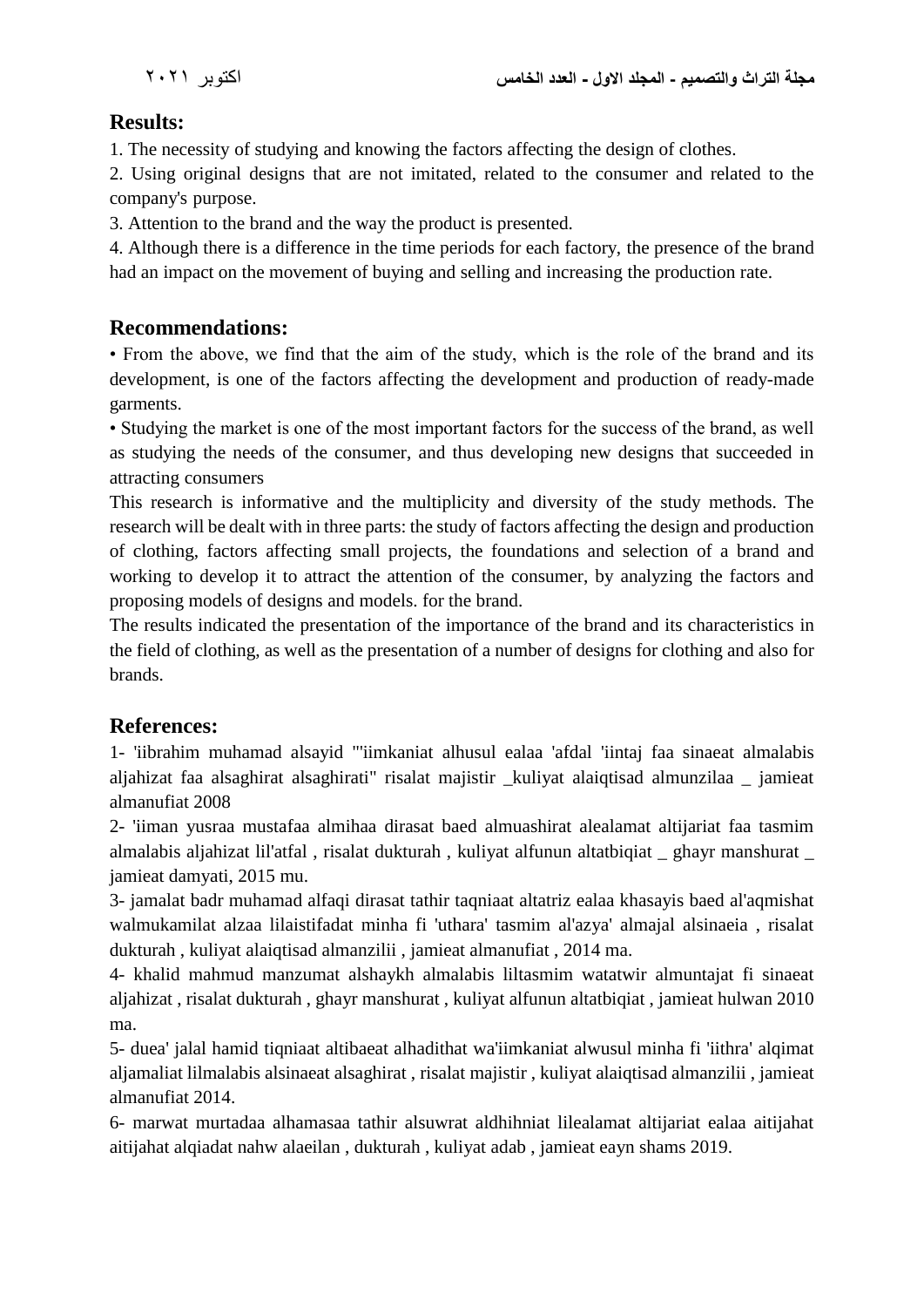## Results:

1. The necessity of studying and knowing the factors affecting the design of clothes.
2. Using original designs that are not imitated, related to the consumer and related to the company's purpose.
3. Attention to the brand and the way the product is presented.
4. Although there is a difference in the time periods for each factory, the presence of the brand had an impact on the movement of buying and selling and increasing the production rate.

## Recommendations:

• From the above, we find that the aim of the study, which is the role of the brand and its development, is one of the factors affecting the development and production of ready-made garments.

• Studying the market is one of the most important factors for the success of the brand, as well as studying the needs of the consumer, and thus developing new designs that succeeded in attracting consumers

This research is informative and the multiplicity and diversity of the study methods. The research will be dealt with in three parts: the study of factors affecting the design and production of clothing, factors affecting small projects, the foundations and selection of a brand and working to develop it to attract the attention of the consumer, by analyzing the factors and proposing models of designs and models. for the brand.

The results indicated the presentation of the importance of the brand and its characteristics in the field of clothing, as well as the presentation of a number of designs for clothing and also for brands.

## References:

1- 'iibrahim muhamad alsayid "'iimkaniat alhusul ealaa 'afdal 'iintaj faa sinaeat almalabis aljahizat faa alsaghirat alsaghirati" risalat majistir _kuliyat alaiqtisad almunzilaa _ jamieat almanufiat 2008

2- 'iiman yusraa mustafaa almihaa dirasat baed almuashirat alealamat altijariat faa tasmim almalabis aljahizat lil'atfal , risalat dukturah , kuliyat alfunun altatbiqiat _ ghayr manshurat _ jamieat damyati, 2015 mu.

3- jamalat badr muhamad alfaqi dirasat tathir taqniaat altatriz ealaa khasayis baed al'aqmishat walmukamilat alzaa lilaistifadat minha fi 'uthara' tasmim al'azya' almajal alsinaeia , risalat dukturah , kuliyat alaiqtisad almanzilii , jamieat almanufiat , 2014 ma.

4- khalid mahmud manzumat alshaykh almalabis liltasmim watatwir almuntajat fi sinaeat aljahizat , risalat dukturah , ghayr manshurat , kuliyat alfunun altatbiqiat , jamieat hulwan 2010 ma.

5- duea' jalal hamid tiqniaat altibaeat alhadithat wa'iimkaniat alwusul minha fi 'iithra' alqimat aljamaliat lilmalabis alsinaeat alsaghirat , risalat majistir , kuliyat alaiqtisad almanzilii , jamieat almanufiat 2014.

6- marwat murtadaa alhamasaa tathir alsuwrat aldhihniat lilealamat altijariat ealaa aitijahat aitijahat alqiadat nahw alaeilan , dukturah , kuliyat adab , jamieat eayn shams 2019.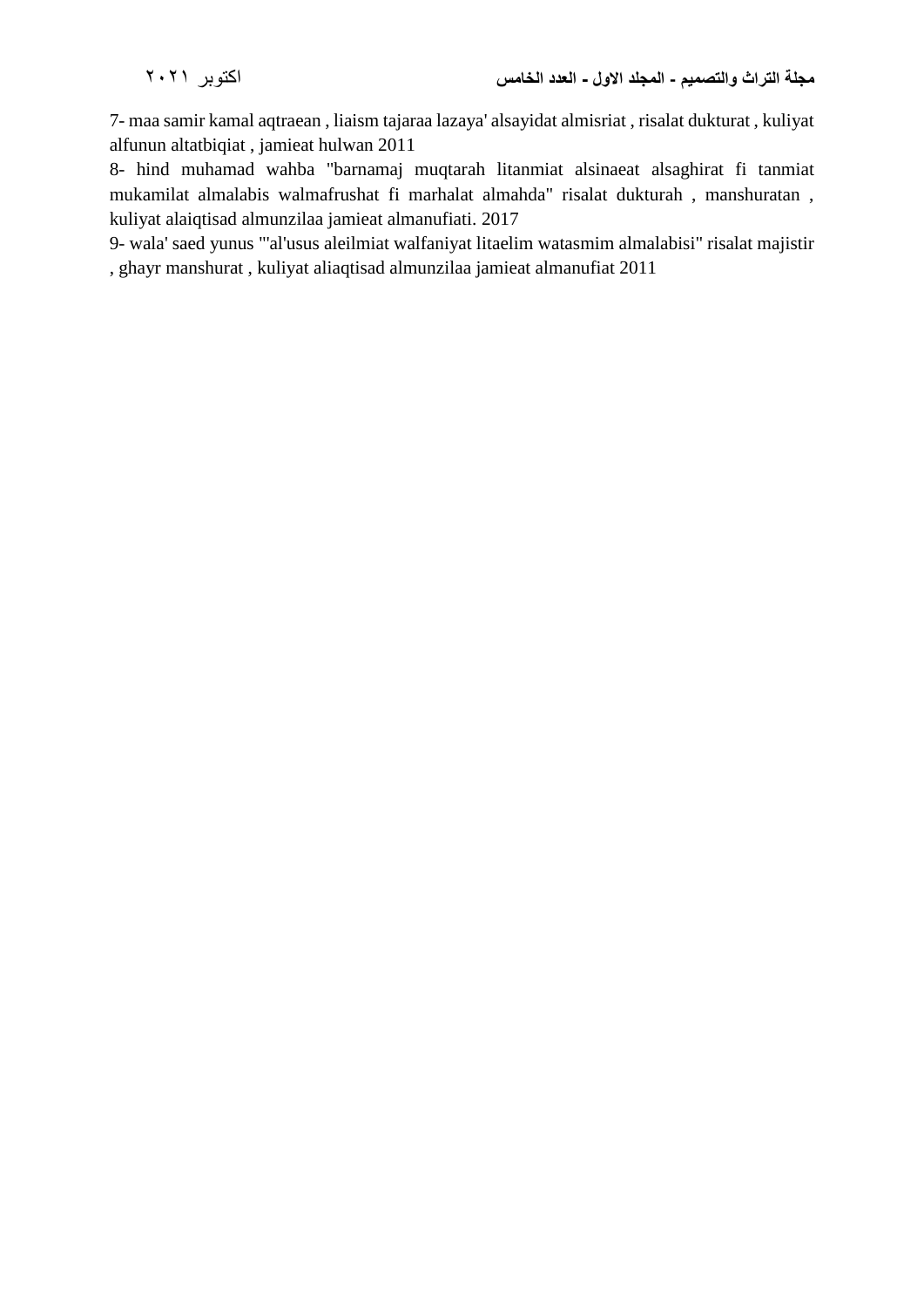7- maa samir kamal aqtraean , liaism tajaraa lazaya' alsayidat almisriat , risalat dukturat , kuliyat alfunun altatbiqiat , jamieat hulwan 2011

8- hind muhamad wahba "barnamaj muqtarah litanmiat alsinaeat alsaghirat fi tanmiat mukamilat almalabis walmafrushat fi marhalat almahda" risalat dukturah , manshuratan , kuliyat alaiqtisad almunzilaa jamieat almanufiati. 2017

9- wala' saed yunus "'al'usus aleilmiat walfaniyat litaelim watasmim almalabisi" risalat majistir , ghayr manshurat , kuliyat aliaqtisad almunzilaa jamieat almanufiat 2011